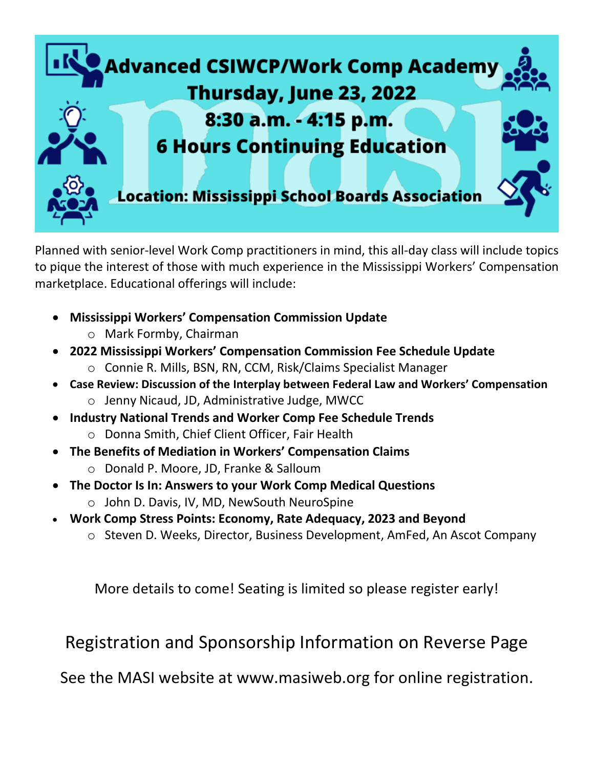# Advanced CSIWCP/Work Comp Academy

## Thursday, June 23, 2022

## 8:30 a.m. - 4:15 p.m.

## 6 Hours Continuing Education

**Location: Mississippi School Boards Association**

Planned with senior-level Work Comp practitioners in mind, this all-day class will include topics to pique the interest of those with much experience in the Mississippi Workers' Compensation marketplace. Educational offerings will include:

- **Mississippi Workers' Compensation Commission Update**
  - Mark Formby, Chairman
- **2022 Mississippi Workers' Compensation Commission Fee Schedule Update**
  - Connie R. Mills, BSN, RN, CCM, Risk/Claims Specialist Manager
- **Case Review: Discussion of the Interplay between Federal Law and Workers' Compensation**
  - Jenny Nicaud, JD, Administrative Judge, MWCC
- **Industry National Trends and Worker Comp Fee Schedule Trends**
  - Donna Smith, Chief Client Officer, Fair Health
- **The Benefits of Mediation in Workers' Compensation Claims**
  - Donald P. Moore, JD, Franke & Salloum
- **The Doctor Is In: Answers to your Work Comp Medical Questions**
  - John D. Davis, IV, MD, NewSouth NeuroSpine
- **Work Comp Stress Points: Economy, Rate Adequacy, 2023 and Beyond**
  - Steven D. Weeks, Director, Business Development, AmFed, An Ascot Company

More details to come! Seating is limited so please register early!

Registration and Sponsorship Information on Reverse Page

See the MASI website at www.masiweb.org for online registration.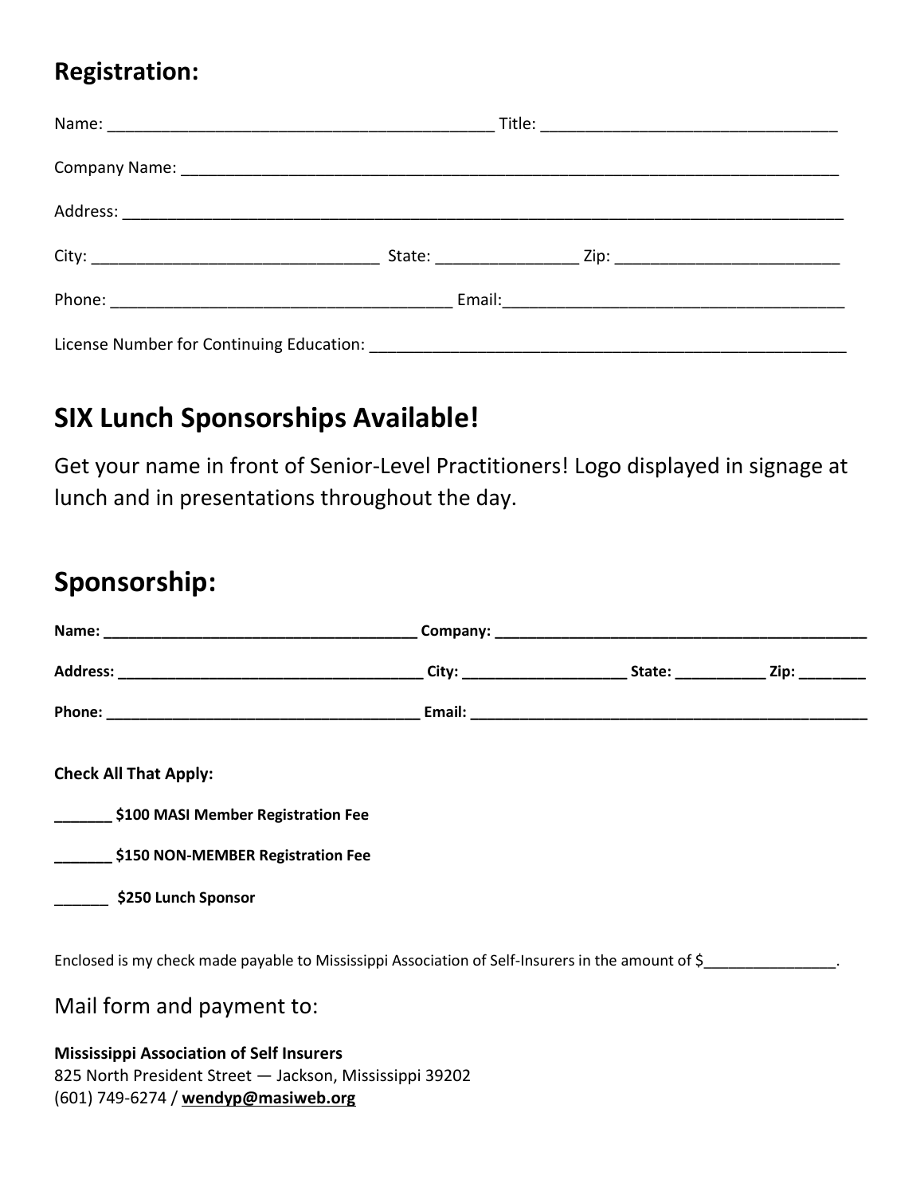## Registration:

Name: ___________________________________________ Title: _________________________________

Company Name: ___________________________________________________________________________

Address: _________________________________________________________________________________

City: ________________________________ State: ________________ Zip: __________________________

Phone: ______________________________________ Email:_______________________________________

License Number for Continuing Education: ______________________________________________________

## SIX Lunch Sponsorships Available!

Get your name in front of Senior-Level Practitioners! Logo displayed in signage at lunch and in presentations throughout the day.

## Sponsorship:

**Name: _____________________________________ Company: ___________________________________________**

**Address: ____________________________________ City: ___________________ State: ___________ Zip: ________**

**Phone: _____________________________________ Email: ______________________________________________**

**Check All That Apply:**

**_______ $100 MASI Member Registration Fee**

**_______ $150 NON-MEMBER Registration Fee**

**______ $250 Lunch Sponsor**

Enclosed is my check made payable to Mississippi Association of Self-Insurers in the amount of $________________.

Mail form and payment to:

**Mississippi Association of Self Insurers**
825 North President Street — Jackson, Mississippi 39202
(601) 749-6274 / **wendyp@masiweb.org**